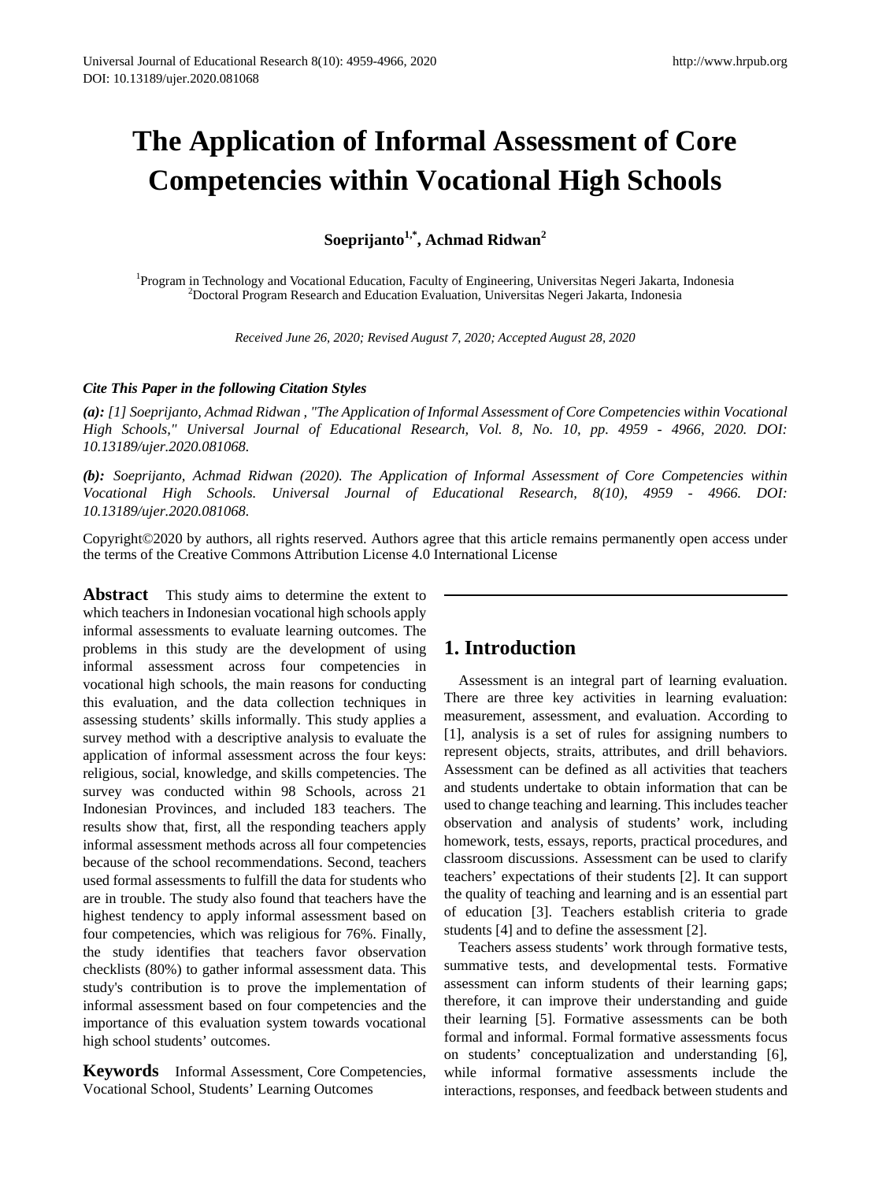# The Application of Informal Assessment of Core Competencies within Vocational High Schools

**Soeprijanto[1,*], Achmad Ridwan[2]**

[1]Program in Technology and Vocational Education, Faculty of Engineering, Universitas Negeri Jakarta, Indonesia
[2]Doctoral Program Research and Education Evaluation, Universitas Negeri Jakarta, Indonesia

*Received June 26, 2020; Revised August 7, 2020; Accepted August 28, 2020*

***Cite This Paper in the following Citation Styles***

***(a):*** *[1] Soeprijanto, Achmad Ridwan , "The Application of Informal Assessment of Core Competencies within Vocational High Schools," Universal Journal of Educational Research, Vol. 8, No. 10, pp. 4959 - 4966, 2020. DOI: 10.13189/ujer.2020.081068.*

***(b):*** *Soeprijanto, Achmad Ridwan (2020). The Application of Informal Assessment of Core Competencies within Vocational High Schools. Universal Journal of Educational Research, 8(10), 4959 - 4966. DOI: 10.13189/ujer.2020.081068.*

Copyright©2020 by authors, all rights reserved. Authors agree that this article remains permanently open access under the terms of the Creative Commons Attribution License 4.0 International License

**Abstract** This study aims to determine the extent to which teachers in Indonesian vocational high schools apply informal assessments to evaluate learning outcomes. The problems in this study are the development of using informal assessment across four competencies in vocational high schools, the main reasons for conducting this evaluation, and the data collection techniques in assessing students' skills informally. This study applies a survey method with a descriptive analysis to evaluate the application of informal assessment across the four keys: religious, social, knowledge, and skills competencies. The survey was conducted within 98 Schools, across 21 Indonesian Provinces, and included 183 teachers. The results show that, first, all the responding teachers apply informal assessment methods across all four competencies because of the school recommendations. Second, teachers used formal assessments to fulfill the data for students who are in trouble. The study also found that teachers have the highest tendency to apply informal assessment based on four competencies, which was religious for 76%. Finally, the study identifies that teachers favor observation checklists (80%) to gather informal assessment data. This study's contribution is to prove the implementation of informal assessment based on four competencies and the importance of this evaluation system towards vocational high school students' outcomes.

**Keywords** Informal Assessment, Core Competencies, Vocational School, Students' Learning Outcomes

## 1. Introduction

Assessment is an integral part of learning evaluation. There are three key activities in learning evaluation: measurement, assessment, and evaluation. According to [1], analysis is a set of rules for assigning numbers to represent objects, straits, attributes, and drill behaviors. Assessment can be defined as all activities that teachers and students undertake to obtain information that can be used to change teaching and learning. This includes teacher observation and analysis of students' work, including homework, tests, essays, reports, practical procedures, and classroom discussions. Assessment can be used to clarify teachers' expectations of their students [2]. It can support the quality of teaching and learning and is an essential part of education [3]. Teachers establish criteria to grade students [4] and to define the assessment [2].

Teachers assess students' work through formative tests, summative tests, and developmental tests. Formative assessment can inform students of their learning gaps; therefore, it can improve their understanding and guide their learning [5]. Formative assessments can be both formal and informal. Formal formative assessments focus on students' conceptualization and understanding [6], while informal formative assessments include the interactions, responses, and feedback between students and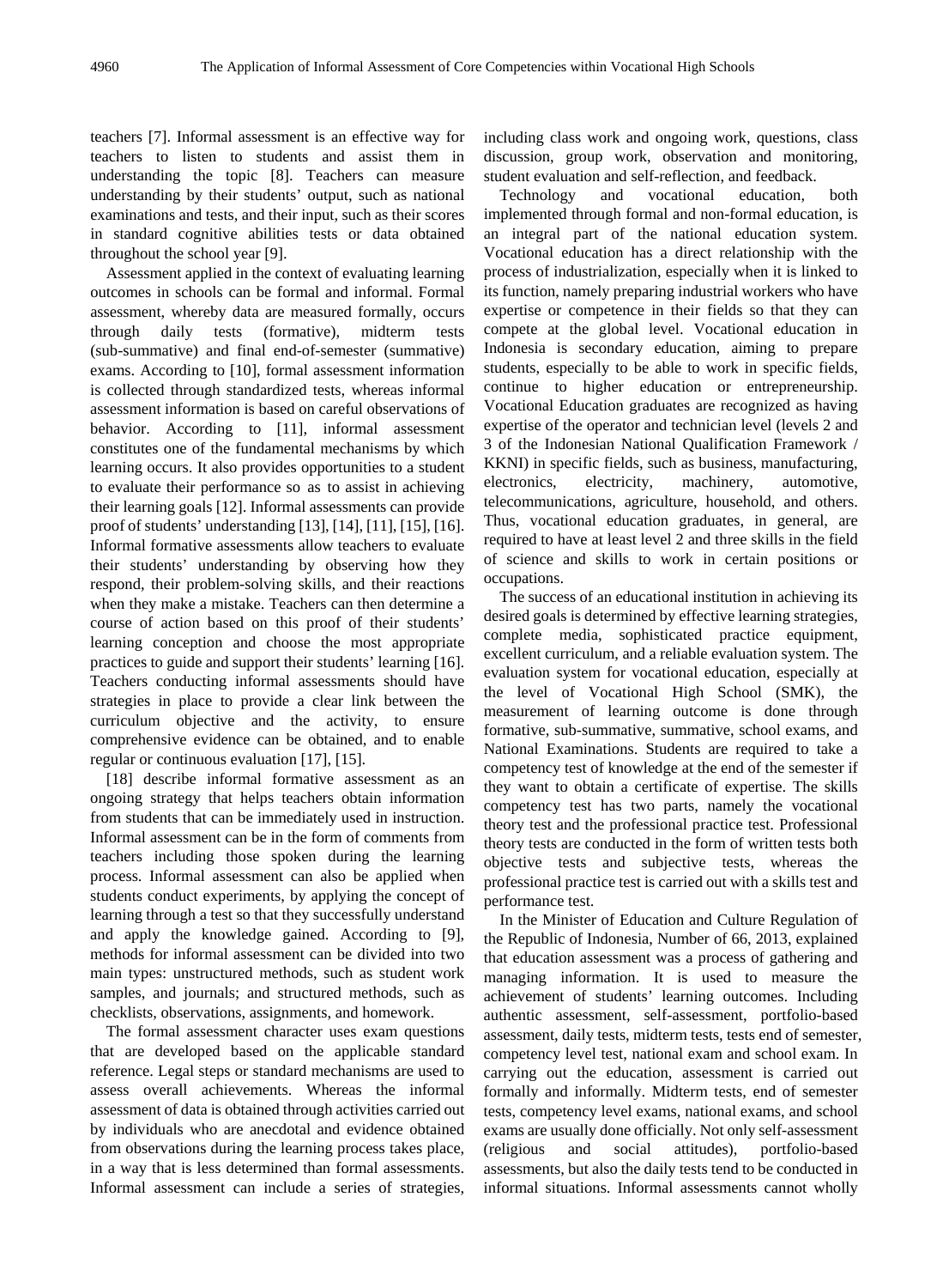teachers [7]. Informal assessment is an effective way for teachers to listen to students and assist them in understanding the topic [8]. Teachers can measure understanding by their students' output, such as national examinations and tests, and their input, such as their scores in standard cognitive abilities tests or data obtained throughout the school year [9].

Assessment applied in the context of evaluating learning outcomes in schools can be formal and informal. Formal assessment, whereby data are measured formally, occurs through daily tests (formative), midterm tests (sub-summative) and final end-of-semester (summative) exams. According to [10], formal assessment information is collected through standardized tests, whereas informal assessment information is based on careful observations of behavior. According to [11], informal assessment constitutes one of the fundamental mechanisms by which learning occurs. It also provides opportunities to a student to evaluate their performance so as to assist in achieving their learning goals [12]. Informal assessments can provide proof of students' understanding [13], [14], [11], [15], [16]. Informal formative assessments allow teachers to evaluate their students' understanding by observing how they respond, their problem-solving skills, and their reactions when they make a mistake. Teachers can then determine a course of action based on this proof of their students' learning conception and choose the most appropriate practices to guide and support their students' learning [16]. Teachers conducting informal assessments should have strategies in place to provide a clear link between the curriculum objective and the activity, to ensure comprehensive evidence can be obtained, and to enable regular or continuous evaluation [17], [15].

[18] describe informal formative assessment as an ongoing strategy that helps teachers obtain information from students that can be immediately used in instruction. Informal assessment can be in the form of comments from teachers including those spoken during the learning process. Informal assessment can also be applied when students conduct experiments, by applying the concept of learning through a test so that they successfully understand and apply the knowledge gained. According to [9], methods for informal assessment can be divided into two main types: unstructured methods, such as student work samples, and journals; and structured methods, such as checklists, observations, assignments, and homework.

The formal assessment character uses exam questions that are developed based on the applicable standard reference. Legal steps or standard mechanisms are used to assess overall achievements. Whereas the informal assessment of data is obtained through activities carried out by individuals who are anecdotal and evidence obtained from observations during the learning process takes place, in a way that is less determined than formal assessments. Informal assessment can include a series of strategies, including class work and ongoing work, questions, class discussion, group work, observation and monitoring, student evaluation and self-reflection, and feedback.

Technology and vocational education, both implemented through formal and non-formal education, is an integral part of the national education system. Vocational education has a direct relationship with the process of industrialization, especially when it is linked to its function, namely preparing industrial workers who have expertise or competence in their fields so that they can compete at the global level. Vocational education in Indonesia is secondary education, aiming to prepare students, especially to be able to work in specific fields, continue to higher education or entrepreneurship. Vocational Education graduates are recognized as having expertise of the operator and technician level (levels 2 and 3 of the Indonesian National Qualification Framework / KKNI) in specific fields, such as business, manufacturing, electronics, electricity, machinery, automotive, telecommunications, agriculture, household, and others. Thus, vocational education graduates, in general, are required to have at least level 2 and three skills in the field of science and skills to work in certain positions or occupations.

The success of an educational institution in achieving its desired goals is determined by effective learning strategies, complete media, sophisticated practice equipment, excellent curriculum, and a reliable evaluation system. The evaluation system for vocational education, especially at the level of Vocational High School (SMK), the measurement of learning outcome is done through formative, sub-summative, summative, school exams, and National Examinations. Students are required to take a competency test of knowledge at the end of the semester if they want to obtain a certificate of expertise. The skills competency test has two parts, namely the vocational theory test and the professional practice test. Professional theory tests are conducted in the form of written tests both objective tests and subjective tests, whereas the professional practice test is carried out with a skills test and performance test.

In the Minister of Education and Culture Regulation of the Republic of Indonesia, Number of 66, 2013, explained that education assessment was a process of gathering and managing information. It is used to measure the achievement of students' learning outcomes. Including authentic assessment, self-assessment, portfolio-based assessment, daily tests, midterm tests, tests end of semester, competency level test, national exam and school exam. In carrying out the education, assessment is carried out formally and informally. Midterm tests, end of semester tests, competency level exams, national exams, and school exams are usually done officially. Not only self-assessment (religious and social attitudes), portfolio-based assessments, but also the daily tests tend to be conducted in informal situations. Informal assessments cannot wholly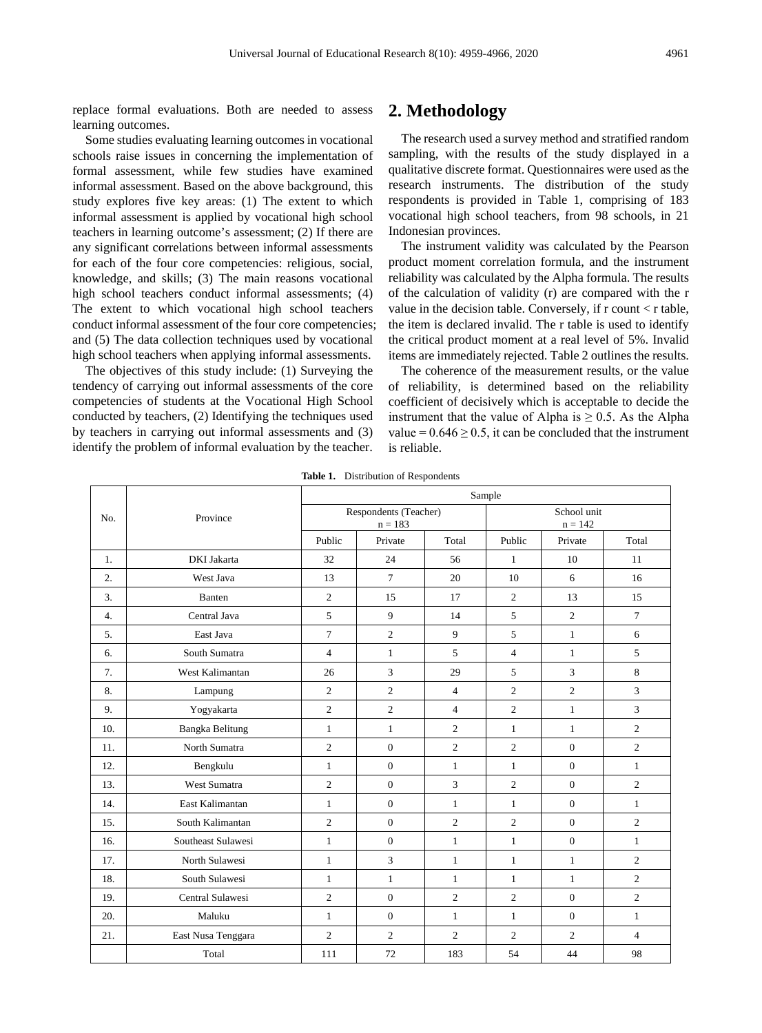replace formal evaluations. Both are needed to assess learning outcomes.

Some studies evaluating learning outcomes in vocational schools raise issues in concerning the implementation of formal assessment, while few studies have examined informal assessment. Based on the above background, this study explores five key areas: (1) The extent to which informal assessment is applied by vocational high school teachers in learning outcome's assessment; (2) If there are any significant correlations between informal assessments for each of the four core competencies: religious, social, knowledge, and skills; (3) The main reasons vocational high school teachers conduct informal assessments; (4) The extent to which vocational high school teachers conduct informal assessment of the four core competencies; and (5) The data collection techniques used by vocational high school teachers when applying informal assessments.

The objectives of this study include: (1) Surveying the tendency of carrying out informal assessments of the core competencies of students at the Vocational High School conducted by teachers, (2) Identifying the techniques used by teachers in carrying out informal assessments and (3) identify the problem of informal evaluation by the teacher.

## 2. Methodology

The research used a survey method and stratified random sampling, with the results of the study displayed in a qualitative discrete format. Questionnaires were used as the research instruments. The distribution of the study respondents is provided in Table 1, comprising of 183 vocational high school teachers, from 98 schools, in 21 Indonesian provinces.

The instrument validity was calculated by the Pearson product moment correlation formula, and the instrument reliability was calculated by the Alpha formula. The results of the calculation of validity (r) are compared with the r value in the decision table. Conversely, if r count < r table, the item is declared invalid. The r table is used to identify the critical product moment at a real level of 5%. Invalid items are immediately rejected. Table 2 outlines the results.

The coherence of the measurement results, or the value of reliability, is determined based on the reliability coefficient of decisively which is acceptable to decide the instrument that the value of Alpha is $\geq 0.5$. As the Alpha value = $0.646 \geq 0.5$, it can be concluded that the instrument is reliable.

**Table 1.** Distribution of Respondents

| No. | Province | Sample | | | | | |
|---|---|---|---|---|---|---|---|
| | | Respondents (Teacher) n = 183 | | | School unit n = 142 | | |
| | | Public | Private | Total | Public | Private | Total |
| 1. | DKI Jakarta | 32 | 24 | 56 | 1 | 10 | 11 |
| 2. | West Java | 13 | 7 | 20 | 10 | 6 | 16 |
| 3. | Banten | 2 | 15 | 17 | 2 | 13 | 15 |
| 4. | Central Java | 5 | 9 | 14 | 5 | 2 | 7 |
| 5. | East Java | 7 | 2 | 9 | 5 | 1 | 6 |
| 6. | South Sumatra | 4 | 1 | 5 | 4 | 1 | 5 |
| 7. | West Kalimantan | 26 | 3 | 29 | 5 | 3 | 8 |
| 8. | Lampung | 2 | 2 | 4 | 2 | 2 | 3 |
| 9. | Yogyakarta | 2 | 2 | 4 | 2 | 1 | 3 |
| 10. | Bangka Belitung | 1 | 1 | 2 | 1 | 1 | 2 |
| 11. | North Sumatra | 2 | 0 | 2 | 2 | 0 | 2 |
| 12. | Bengkulu | 1 | 0 | 1 | 1 | 0 | 1 |
| 13. | West Sumatra | 2 | 0 | 3 | 2 | 0 | 2 |
| 14. | East Kalimantan | 1 | 0 | 1 | 1 | 0 | 1 |
| 15. | South Kalimantan | 2 | 0 | 2 | 2 | 0 | 2 |
| 16. | Southeast Sulawesi | 1 | 0 | 1 | 1 | 0 | 1 |
| 17. | North Sulawesi | 1 | 3 | 1 | 1 | 1 | 2 |
| 18. | South Sulawesi | 1 | 1 | 1 | 1 | 1 | 2 |
| 19. | Central Sulawesi | 2 | 0 | 2 | 2 | 0 | 2 |
| 20. | Maluku | 1 | 0 | 1 | 1 | 0 | 1 |
| 21. | East Nusa Tenggara | 2 | 2 | 2 | 2 | 2 | 4 |
| | Total | 111 | 72 | 183 | 54 | 44 | 98 |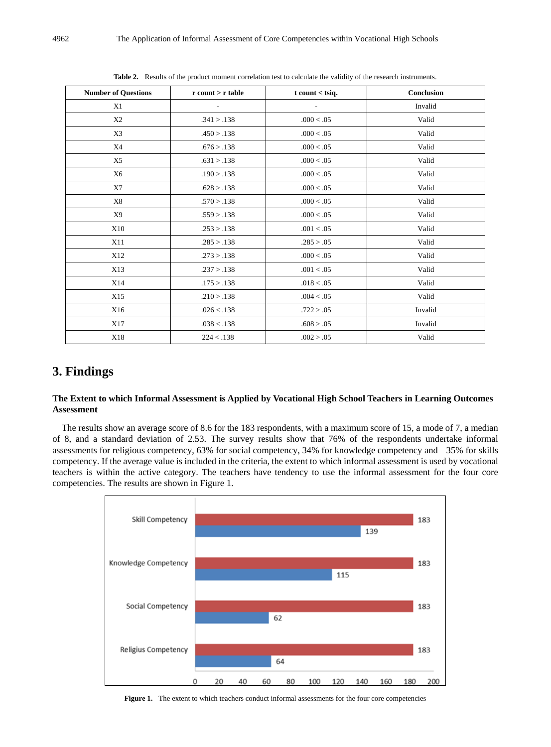**Table 2.** Results of the product moment correlation test to calculate the validity of the research instruments.

| Number of Questions | r count > r table | t count < tsiq. | Conclusion |
|---|---|---|---|
| X1 | - | - | Invalid |
| X2 | .341 > .138 | .000 < .05 | Valid |
| X3 | .450 > .138 | .000 < .05 | Valid |
| X4 | .676 > .138 | .000 < .05 | Valid |
| X5 | .631 > .138 | .000 < .05 | Valid |
| X6 | .190 > .138 | .000 < .05 | Valid |
| X7 | .628 > .138 | .000 < .05 | Valid |
| X8 | .570 > .138 | .000 < .05 | Valid |
| X9 | .559 > .138 | .000 < .05 | Valid |
| X10 | .253 > .138 | .001 < .05 | Valid |
| X11 | .285 > .138 | .285 > .05 | Valid |
| X12 | .273 > .138 | .000 < .05 | Valid |
| X13 | .237 > .138 | .001 < .05 | Valid |
| X14 | .175 > .138 | .018 < .05 | Valid |
| X15 | .210 > .138 | .004 < .05 | Valid |
| X16 | .026 < .138 | .722 > .05 | Invalid |
| X17 | .038 < .138 | .608 > .05 | Invalid |
| X18 | 224 < .138 | .002 > .05 | Valid |

# 3. Findings

### The Extent to which Informal Assessment is Applied by Vocational High School Teachers in Learning Outcomes Assessment

The results show an average score of 8.6 for the 183 respondents, with a maximum score of 15, a mode of 7, a median of 8, and a standard deviation of 2.53. The survey results show that 76% of the respondents undertake informal assessments for religious competency, 63% for social competency, 34% for knowledge competency and 35% for skills competency. If the average value is included in the criteria, the extent to which informal assessment is used by vocational teachers is within the active category. The teachers have tendency to use the informal assessment for the four core competencies. The results are shown in Figure 1.

Skill Competency
183
139
Knowledge Competency
183
115
Social Competency
183
62
Religius Competency
183
64
0 20 40 60 80 100 120 140 160 180 200

**Figure 1.** The extent to which teachers conduct informal assessments for the four core competencies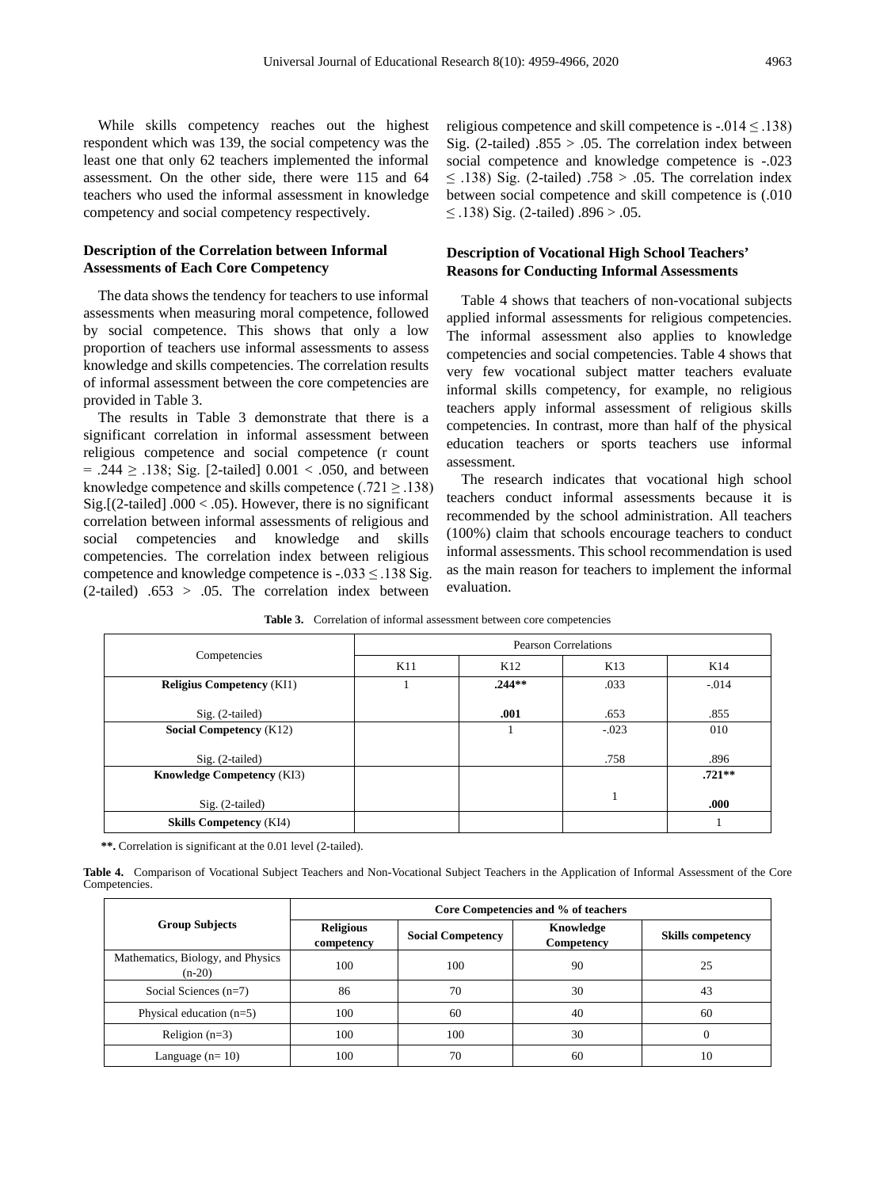While skills competency reaches out the highest respondent which was 139, the social competency was the least one that only 62 teachers implemented the informal assessment. On the other side, there were 115 and 64 teachers who used the informal assessment in knowledge competency and social competency respectively.

### Description of the Correlation between Informal Assessments of Each Core Competency

The data shows the tendency for teachers to use informal assessments when measuring moral competence, followed by social competence. This shows that only a low proportion of teachers use informal assessments to assess knowledge and skills competencies. The correlation results of informal assessment between the core competencies are provided in Table 3.

The results in Table 3 demonstrate that there is a significant correlation in informal assessment between religious competence and social competence (r count = .244 ≥ .138; Sig. [2-tailed] 0.001 < .050, and between knowledge competence and skills competence (.721 ≥ .138) Sig.[(2-tailed] .000 < .05). However, there is no significant correlation between informal assessments of religious and social competencies and knowledge and skills competencies. The correlation index between religious competence and knowledge competence is -.033 ≤ .138 Sig. (2-tailed) .653 > .05. The correlation index between religious competence and skill competence is -.014 ≤ .138) Sig. (2-tailed) .855 > .05. The correlation index between social competence and knowledge competence is -.023 ≤ .138) Sig. (2-tailed) .758 > .05. The correlation index between social competence and skill competence is (.010 ≤ .138) Sig. (2-tailed) .896 > .05.

### Description of Vocational High School Teachers' Reasons for Conducting Informal Assessments

Table 4 shows that teachers of non-vocational subjects applied informal assessments for religious competencies. The informal assessment also applies to knowledge competencies and social competencies. Table 4 shows that very few vocational subject matter teachers evaluate informal skills competency, for example, no religious teachers apply informal assessment of religious skills competencies. In contrast, more than half of the physical education teachers or sports teachers use informal assessment.

The research indicates that vocational high school teachers conduct informal assessments because it is recommended by the school administration. All teachers (100%) claim that schools encourage teachers to conduct informal assessments. This school recommendation is used as the main reason for teachers to implement the informal evaluation.

**Table 3.** Correlation of informal assessment between core competencies

| Competencies | Pearson Correlations | | | |
|---|---|---|---|---|
| | K11 | K12 | K13 | K14 |
| **Religius Competency** (KI1) | 1 | **.244**** | .033 | -.014 |
| Sig. (2-tailed) | | **.001** | .653 | .855 |
| **Social Competency** (K12) | | 1 | -.023 | 010 |
| Sig. (2-tailed) | | | .758 | .896 |
| **Knowledge Competency** (KI3) | | | | **.721**** |
| Sig. (2-tailed) | | | 1 | **.000** |
| **Skills Competency** (KI4) | | | | 1 |

**\*\*.** Correlation is significant at the 0.01 level (2-tailed).

**Table 4.** Comparison of Vocational Subject Teachers and Non-Vocational Subject Teachers in the Application of Informal Assessment of the Core Competencies.

| Group Subjects | Core Competencies and % of teachers | | | |
|---|---|---|---|---|
| | Religious competency | Social Competency | Knowledge Competency | Skills competency |
| Mathematics, Biology, and Physics (n-20) | 100 | 100 | 90 | 25 |
| Social Sciences (n=7) | 86 | 70 | 30 | 43 |
| Physical education (n=5) | 100 | 60 | 40 | 60 |
| Religion (n=3) | 100 | 100 | 30 | 0 |
| Language (n= 10) | 100 | 70 | 60 | 10 |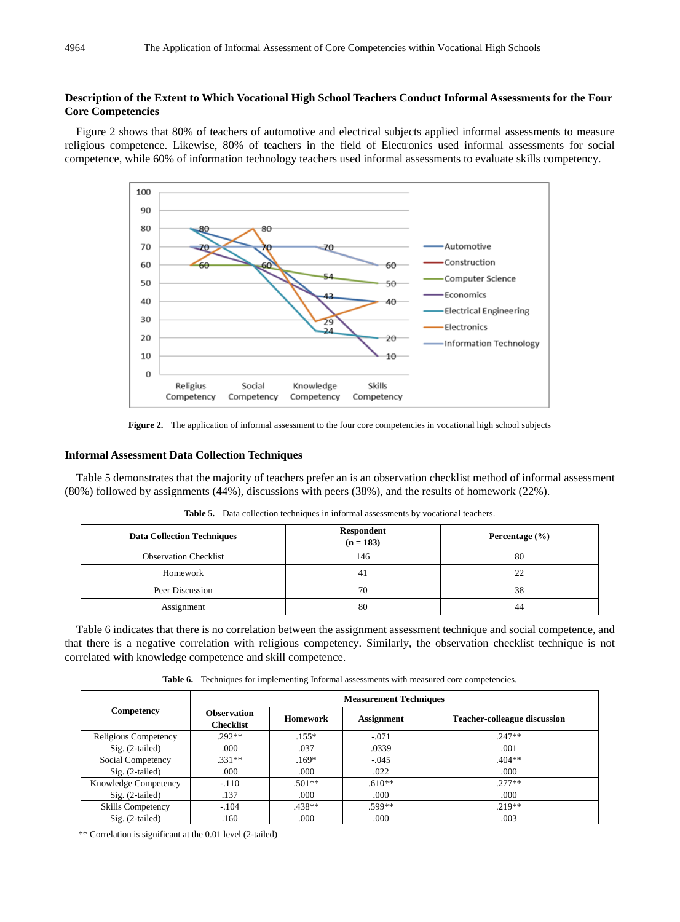### Description of the Extent to Which Vocational High School Teachers Conduct Informal Assessments for the Four Core Competencies

Figure 2 shows that 80% of teachers of automotive and electrical subjects applied informal assessments to measure religious competence. Likewise, 80% of teachers in the field of Electronics used informal assessments for social competence, while 60% of information technology teachers used informal assessments to evaluate skills competency.

100
90
80
70
60
50
40
30
20
10
0

80
70
60
80
70
60
70
54
43
29
24
60
50
40
20
10

Religius Competency
Social Competency
Knowledge Competency
Skills Competency

Automotive
Construction
Computer Science
Economics
Electrical Engineering
Electronics
Information Technology

**Figure 2.** The application of informal assessment to the four core competencies in vocational high school subjects

### Informal Assessment Data Collection Techniques

Table 5 demonstrates that the majority of teachers prefer an is an observation checklist method of informal assessment (80%) followed by assignments (44%), discussions with peers (38%), and the results of homework (22%).

**Table 5.** Data collection techniques in informal assessments by vocational teachers.

| Data Collection Techniques | Respondent (n = 183) | Percentage (%) |
|---|---|---|
| Observation Checklist | 146 | 80 |
| Homework | 41 | 22 |
| Peer Discussion | 70 | 38 |
| Assignment | 80 | 44 |

Table 6 indicates that there is no correlation between the assignment assessment technique and social competence, and that there is a negative correlation with religious competency. Similarly, the observation checklist technique is not correlated with knowledge competence and skill competence.

**Table 6.** Techniques for implementing Informal assessments with measured core competencies.

| Competency | Measurement Techniques | | | |
|---|---|---|---|---|
| | Observation Checklist | Homework | Assignment | Teacher-colleague discussion |
| Religious Competency | .292** | .155* | -.071 | .247** |
| Sig. (2-tailed) | .000 | .037 | .0339 | .001 |
| Social Competency | .331** | .169* | -.045 | .404** |
| Sig. (2-tailed) | .000 | .000 | .022 | .000 |
| Knowledge Competency | -.110 | .501** | .610** | .277** |
| Sig. (2-tailed) | .137 | .000 | .000 | .000 |
| Skills Competency | -.104 | .438** | .599** | .219** |
| Sig. (2-tailed) | .160 | .000 | .000 | .003 |

** Correlation is significant at the 0.01 level (2-tailed)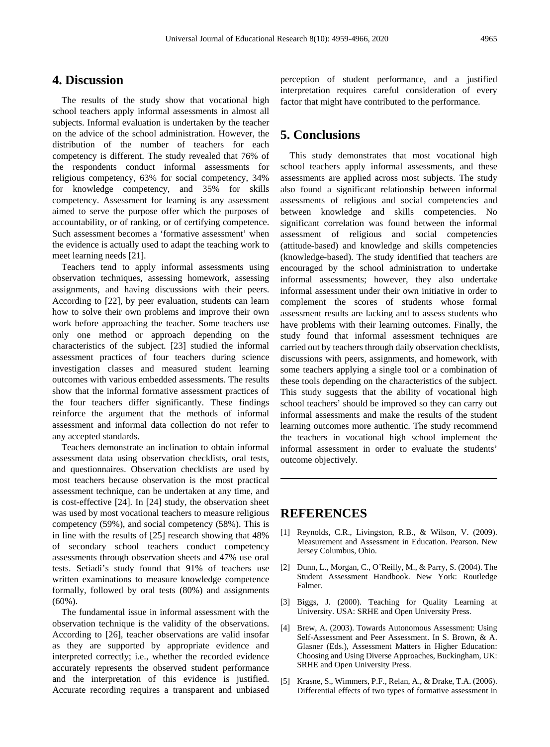## 4. Discussion

The results of the study show that vocational high school teachers apply informal assessments in almost all subjects. Informal evaluation is undertaken by the teacher on the advice of the school administration. However, the distribution of the number of teachers for each competency is different. The study revealed that 76% of the respondents conduct informal assessments for religious competency, 63% for social competency, 34% for knowledge competency, and 35% for skills competency. Assessment for learning is any assessment aimed to serve the purpose offer which the purposes of accountability, or of ranking, or of certifying competence. Such assessment becomes a 'formative assessment' when the evidence is actually used to adapt the teaching work to meet learning needs [21].

Teachers tend to apply informal assessments using observation techniques, assessing homework, assessing assignments, and having discussions with their peers. According to [22], by peer evaluation, students can learn how to solve their own problems and improve their own work before approaching the teacher. Some teachers use only one method or approach depending on the characteristics of the subject. [23] studied the informal assessment practices of four teachers during science investigation classes and measured student learning outcomes with various embedded assessments. The results show that the informal formative assessment practices of the four teachers differ significantly. These findings reinforce the argument that the methods of informal assessment and informal data collection do not refer to any accepted standards.

Teachers demonstrate an inclination to obtain informal assessment data using observation checklists, oral tests, and questionnaires. Observation checklists are used by most teachers because observation is the most practical assessment technique, can be undertaken at any time, and is cost-effective [24]. In [24] study, the observation sheet was used by most vocational teachers to measure religious competency (59%), and social competency (58%). This is in line with the results of [25] research showing that 48% of secondary school teachers conduct competency assessments through observation sheets and 47% use oral tests. Setiadi's study found that 91% of teachers use written examinations to measure knowledge competence formally, followed by oral tests (80%) and assignments (60%).

The fundamental issue in informal assessment with the observation technique is the validity of the observations. According to [26], teacher observations are valid insofar as they are supported by appropriate evidence and interpreted correctly; i.e., whether the recorded evidence accurately represents the observed student performance and the interpretation of this evidence is justified. Accurate recording requires a transparent and unbiased perception of student performance, and a justified interpretation requires careful consideration of every factor that might have contributed to the performance.

## 5. Conclusions

This study demonstrates that most vocational high school teachers apply informal assessments, and these assessments are applied across most subjects. The study also found a significant relationship between informal assessments of religious and social competencies and between knowledge and skills competencies. No significant correlation was found between the informal assessment of religious and social competencies (attitude-based) and knowledge and skills competencies (knowledge-based). The study identified that teachers are encouraged by the school administration to undertake informal assessments; however, they also undertake informal assessment under their own initiative in order to complement the scores of students whose formal assessment results are lacking and to assess students who have problems with their learning outcomes. Finally, the study found that informal assessment techniques are carried out by teachers through daily observation checklists, discussions with peers, assignments, and homework, with some teachers applying a single tool or a combination of these tools depending on the characteristics of the subject. This study suggests that the ability of vocational high school teachers' should be improved so they can carry out informal assessments and make the results of the student learning outcomes more authentic. The study recommend the teachers in vocational high school implement the informal assessment in order to evaluate the students' outcome objectively.

## REFERENCES

[1] Reynolds, C.R., Livingston, R.B., & Wilson, V. (2009). Measurement and Assessment in Education. Pearson. New Jersey Columbus, Ohio.

[2] Dunn, L., Morgan, C., O'Reilly, M., & Parry, S. (2004). The Student Assessment Handbook. New York: Routledge Falmer.

[3] Biggs, J. (2000). Teaching for Quality Learning at University. USA: SRHE and Open University Press.

[4] Brew, A. (2003). Towards Autonomous Assessment: Using Self-Assessment and Peer Assessment. In S. Brown, & A. Glasner (Eds.), Assessment Matters in Higher Education: Choosing and Using Diverse Approaches, Buckingham, UK: SRHE and Open University Press.

[5] Krasne, S., Wimmers, P.F., Relan, A., & Drake, T.A. (2006). Differential effects of two types of formative assessment in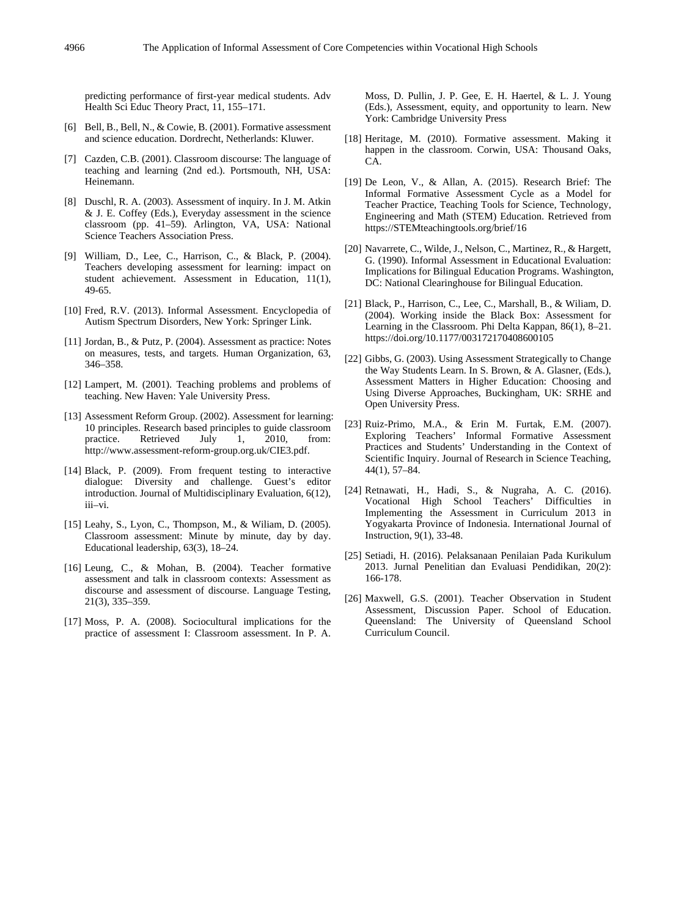predicting performance of first-year medical students. Adv Health Sci Educ Theory Pract, 11, 155–171.

[6] Bell, B., Bell, N., & Cowie, B. (2001). Formative assessment and science education. Dordrecht, Netherlands: Kluwer.

[7] Cazden, C.B. (2001). Classroom discourse: The language of teaching and learning (2nd ed.). Portsmouth, NH, USA: Heinemann.

[8] Duschl, R. A. (2003). Assessment of inquiry. In J. M. Atkin & J. E. Coffey (Eds.), Everyday assessment in the science classroom (pp. 41–59). Arlington, VA, USA: National Science Teachers Association Press.

[9] William, D., Lee, C., Harrison, C., & Black, P. (2004). Teachers developing assessment for learning: impact on student achievement. Assessment in Education, 11(1), 49-65.

[10] Fred, R.V. (2013). Informal Assessment. Encyclopedia of Autism Spectrum Disorders, New York: Springer Link.

[11] Jordan, B., & Putz, P. (2004). Assessment as practice: Notes on measures, tests, and targets. Human Organization, 63, 346–358.

[12] Lampert, M. (2001). Teaching problems and problems of teaching. New Haven: Yale University Press.

[13] Assessment Reform Group. (2002). Assessment for learning: 10 principles. Research based principles to guide classroom practice. Retrieved July 1, 2010, from: http://www.assessment-reform-group.org.uk/CIE3.pdf.

[14] Black, P. (2009). From frequent testing to interactive dialogue: Diversity and challenge. Guest's editor introduction. Journal of Multidisciplinary Evaluation, 6(12), iii–vi.

[15] Leahy, S., Lyon, C., Thompson, M., & Wiliam, D. (2005). Classroom assessment: Minute by minute, day by day. Educational leadership, 63(3), 18–24.

[16] Leung, C., & Mohan, B. (2004). Teacher formative assessment and talk in classroom contexts: Assessment as discourse and assessment of discourse. Language Testing, 21(3), 335–359.

[17] Moss, P. A. (2008). Sociocultural implications for the practice of assessment I: Classroom assessment. In P. A. Moss, D. Pullin, J. P. Gee, E. H. Haertel, & L. J. Young (Eds.), Assessment, equity, and opportunity to learn. New York: Cambridge University Press

[18] Heritage, M. (2010). Formative assessment. Making it happen in the classroom. Corwin, USA: Thousand Oaks, CA.

[19] De Leon, V., & Allan, A. (2015). Research Brief: The Informal Formative Assessment Cycle as a Model for Teacher Practice, Teaching Tools for Science, Technology, Engineering and Math (STEM) Education. Retrieved from https://STEMteachingtools.org/brief/16

[20] Navarrete, C., Wilde, J., Nelson, C., Martinez, R., & Hargett, G. (1990). Informal Assessment in Educational Evaluation: Implications for Bilingual Education Programs. Washington, DC: National Clearinghouse for Bilingual Education.

[21] Black, P., Harrison, C., Lee, C., Marshall, B., & Wiliam, D. (2004). Working inside the Black Box: Assessment for Learning in the Classroom. Phi Delta Kappan, 86(1), 8–21. https://doi.org/10.1177/003172170408600105

[22] Gibbs, G. (2003). Using Assessment Strategically to Change the Way Students Learn. In S. Brown, & A. Glasner, (Eds.), Assessment Matters in Higher Education: Choosing and Using Diverse Approaches, Buckingham, UK: SRHE and Open University Press.

[23] Ruiz-Primo, M.A., & Erin M. Furtak, E.M. (2007). Exploring Teachers' Informal Formative Assessment Practices and Students' Understanding in the Context of Scientific Inquiry. Journal of Research in Science Teaching, 44(1), 57–84.

[24] Retnawati, H., Hadi, S., & Nugraha, A. C. (2016). Vocational High School Teachers' Difficulties in Implementing the Assessment in Curriculum 2013 in Yogyakarta Province of Indonesia. International Journal of Instruction, 9(1), 33-48.

[25] Setiadi, H. (2016). Pelaksanaan Penilaian Pada Kurikulum 2013. Jurnal Penelitian dan Evaluasi Pendidikan, 20(2): 166-178.

[26] Maxwell, G.S. (2001). Teacher Observation in Student Assessment, Discussion Paper. School of Education. Queensland: The University of Queensland School Curriculum Council.